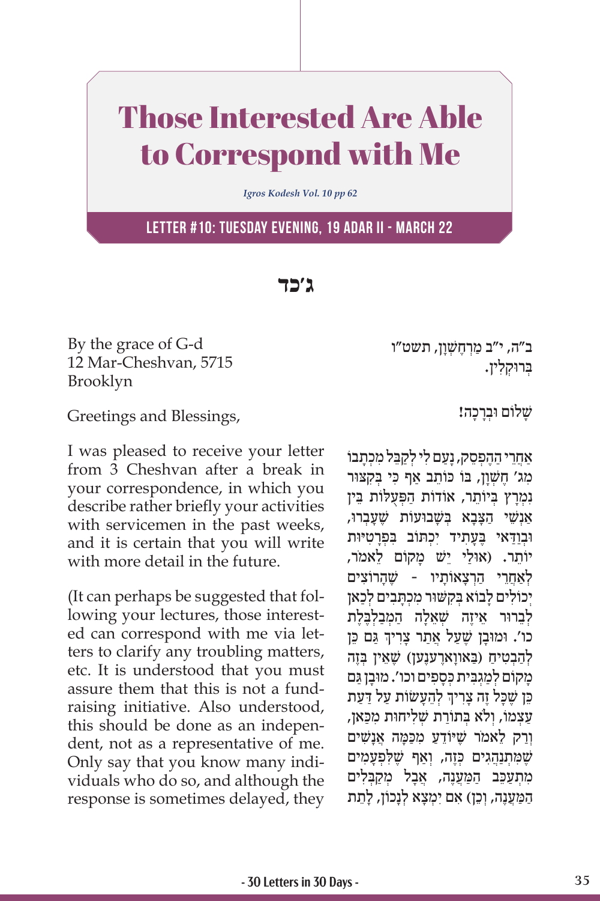# Those Interested Are Able to Correspond with Me

*Igros Kodesh Vol. 10 pp 62*

## LETTER #10: TUESDAY EVENING, 19 ADAR II - MARCH 22

**ג׳כד**

By the grace of G-d
12 Mar-Cheshvan, 5715
Brooklyn

Greetings and Blessings,

I was pleased to receive your letter from 3 Cheshvan after a break in your correspondence, in which you describe rather briefly your activities with servicemen in the past weeks, and it is certain that you will write with more detail in the future.

(It can perhaps be suggested that following your lectures, those interested can correspond with me via letters to clarify any troubling matters, etc. It is understood that you must assure them that this is not a fund-raising initiative. Also understood, this should be done as an independent, not as a representative of me. Only say that you know many individuals who do so, and although the response is sometimes delayed, they

ב"ה, י"ב מַרְחֶשְׁוָן, תשט"ו
בְּרוּקְלִין.

**שָׁלוֹם וּבְרָכָה!**

אַחֲרֵי הַהֶפְסֵק, נָעַם לִי לְקַבֵּל מִכְתָבוֹ מִג׳ חֶשְׁוָן, בּוֹ כּוֹתֵב אַף כִּי בְּקִצּוּר נִמְרָץ בְּיוֹתֵר, אוֹדוֹת הַפְּעֻלּוֹת בֵּין אַנְשֵׁי הַצָּבָא בְּשָׁבוּעוֹת שֶׁעָבְרוּ, וּבְוַדַּאי בֶּעָתִיד יִכְתּוֹב בִּפְרָטִיּוּת יוֹתֵר. (אוּלַי יֵשׁ מָקוֹם לֵאמֹר, לְאַחֲרֵי הַרְצָאוֹתָיו - שֶׁהָרוֹצִים יְכוֹלִים לָבוֹא בְּקִשּׁוּר מִכְתָּבִים לְכַאן לְבֵרוּר אֵיזֶה שְׁאֵלָה הַמְּבַלְבֶּלֶת כו׳. וּמוּבָן שֶׁעַל אֲתַר צָרִיךְ גַּם כֵּן לְהַבְטִיחַ (בַּאוואָרענען) שֶׁאֵין בָּזֶה מָקוֹם לְמַגְבִּית כְּסָפִים וכו׳. מוּבָן גַּם כֵּן שֶׁכָּל זֶה צָרִיךְ לְהֵעָשׂוֹת עַל דַּעַת עַצְמוֹ, וְלֹא בְּתוֹרַת שְׁלִיחוּת מִכַּאן, וְרַק לֵאמֹר שֶׁיּוֹדֵעַ מִכַּמָּה אֲנָשִׁים שֶׁמִּתְנַהֲגִים כְּזֶה, וְאַף שֶׁלִּפְעָמִים מִתְעַכֵּב הַמַּעֲנֶה, אֲבָל מְקַבְּלִים הַמַּעֲנֶה, וְכֵן) אִם יִמְצָא לְנָכוֹן, לָתֵת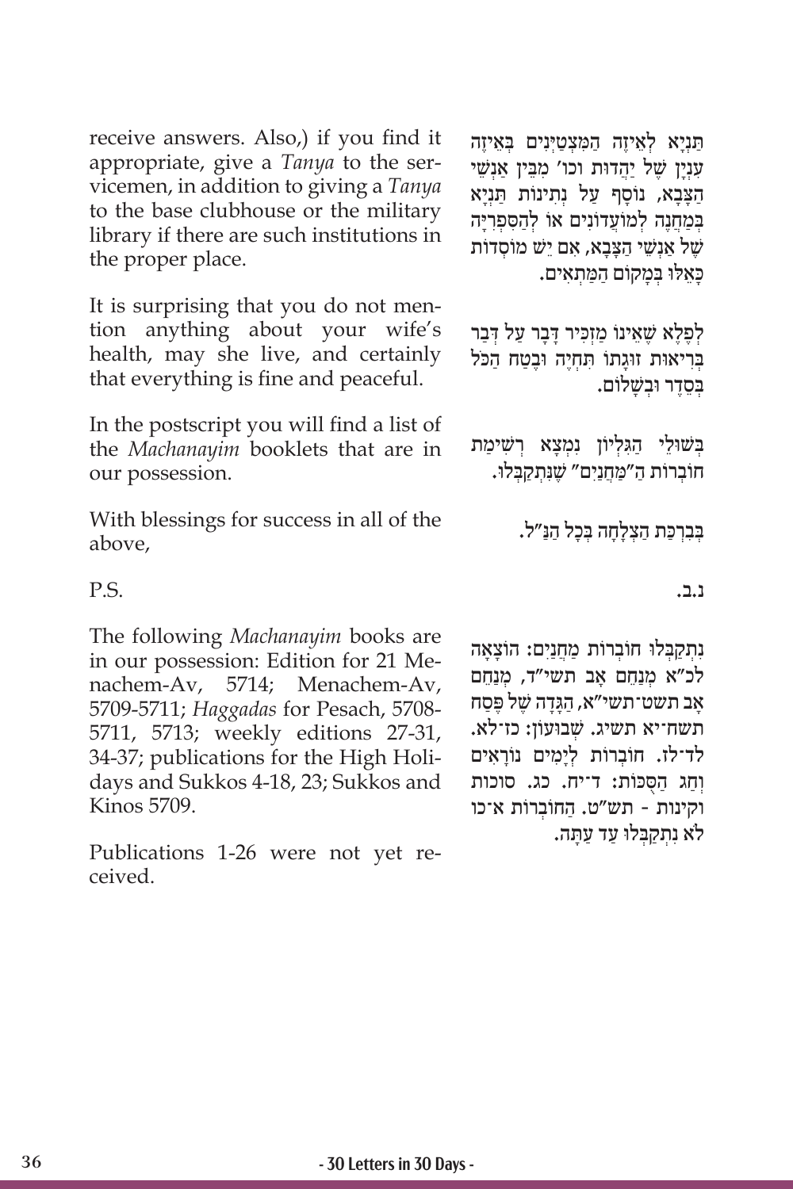receive answers. Also,) if you find it appropriate, give a *Tanya* to the servicemen, in addition to giving a *Tanya* to the base clubhouse or the military library if there are such institutions in the proper place.

It is surprising that you do not mention anything about your wife's health, may she live, and certainly that everything is fine and peaceful.

In the postscript you will find a list of the *Machanayim* booklets that are in our possession.

With blessings for success in all of the above,

P.S.

The following *Machanayim* books are in our possession: Edition for 21 Menachem-Av, 5714; Menachem-Av, 5709-5711; *Haggadas* for Pesach, 5708-5711, 5713; weekly editions 27-31, 34-37; publications for the High Holidays and Sukkos 4-18, 23; Sukkos and Kinos 5709.

Publications 1-26 were not yet received.

תַּנְיָא לְאֵיזֶה הַמִּצְטַיְּנִים בְּאֵיזֶה עִנְיָן שֶׁל יַהֲדוּת וכו' מִבֵּין אַנְשֵׁי הַצָּבָא, נוֹסָף עַל נְתִינוֹת תַּנְיָא בְּמַחֲנֶה לְמוֹעֲדוֹנִים אוֹ לְהַסִּפְרִיָּה שֶׁל אַנְשֵׁי הַצָּבָא, אִם יֵשׁ מוֹסָדוֹת כָּאֵלּוּ בְּמָקוֹם הַמַּתְאִים.

לְפֶלֶא שֶׁאֵינוֹ מַזְכִּיר דָּבָר עַל דְּבַר בְּרִיאוּת זוּגָתוֹ תִּחְיֶה וּבֶטַח הַכֹּל בְּסֵדֶר וּבְשָׁלוֹם.

בְּשׁוּלֵי הַגִּלָּיוֹן נִמְצָא רְשִׁימַת חוֹבְרוֹת הַ"מַּחֲנַיִם" שֶׁנִּתְקַבְּלוּ.

בִּבְרָכַת הַצְלָחָה בְּכָל הַנַּ"ל.

נ.ב.

נִתְקַבְּלוּ חוֹבְרוֹת מַחֲנַיִם: הוֹצָאָה לכ"א מְנַחֵם אָב תשי"ד, מְנַחֵם אָב תשט־תשי"א, הַגָּדָה שֶׁל פֶּסַח תשח־יא תשיג. שְׁבוּעוֹן: כז־לא. לד־לז. חוֹבְרוֹת לְיָמִים נוֹרָאִים וְחַג הַסֻּכּוֹת: ד־יח. כג. סוכות וקינות - תש"ט. הַחוֹבְרוֹת א־כו לֹא נִתְקַבְּלוּ עַד עַתָּה.